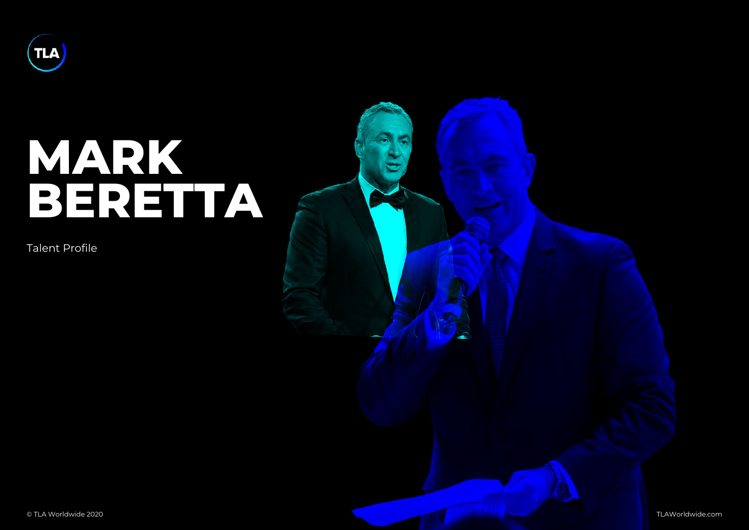TLA

# MARK BERETTA

Talent Profile

© TLA Worldwide 2020

TLAWorldwide.com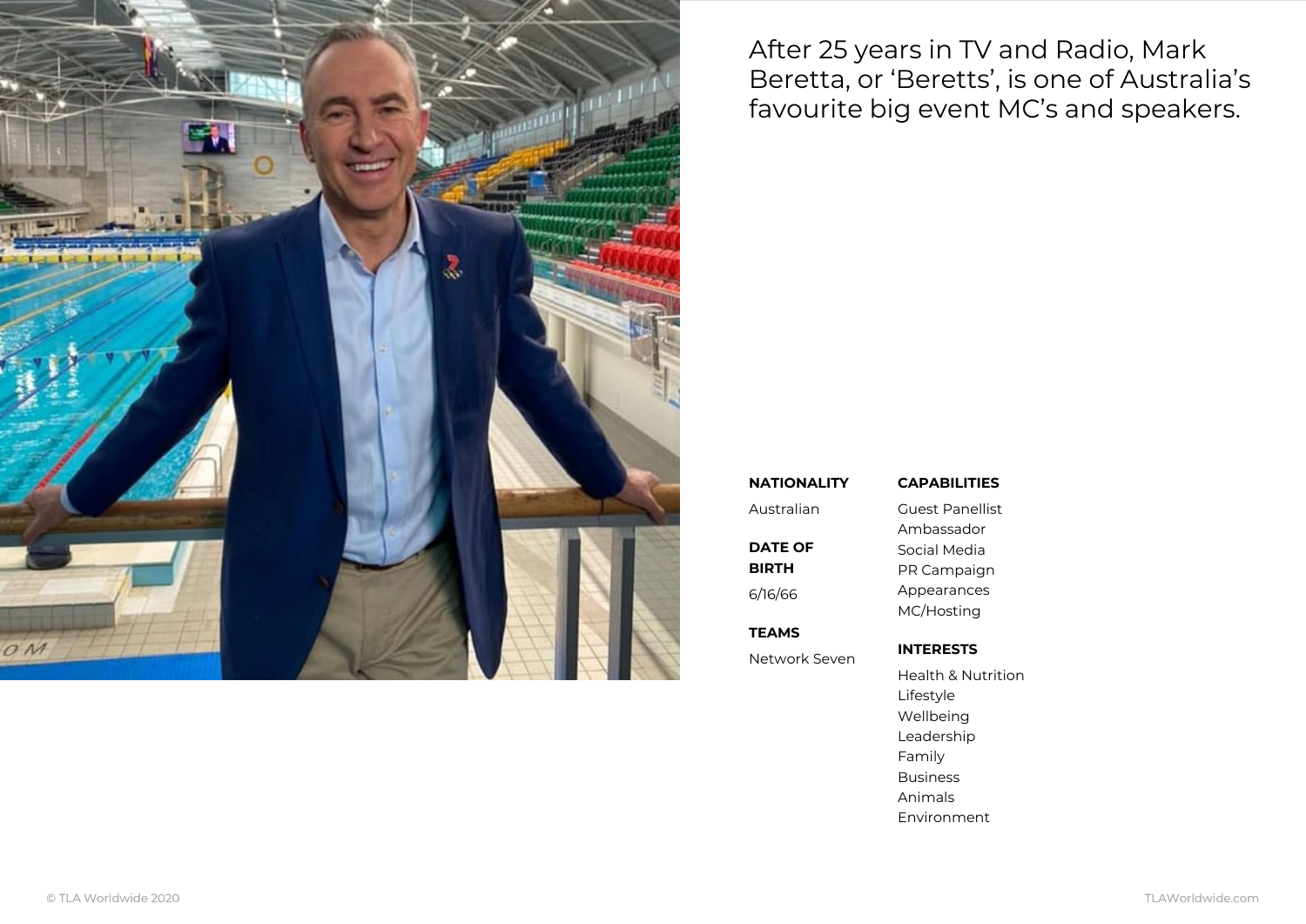After 25 years in TV and Radio, Mark Beretta, or 'Beretts', is one of Australia's favourite big event MC's and speakers.

**NATIONALITY**

Australian

**DATE OF BIRTH**

6/16/66

**TEAMS**

Network Seven

**CAPABILITIES**

Guest Panellist
Ambassador
Social Media
PR Campaign
Appearances
MC/Hosting

**INTERESTS**

Health & Nutrition
Lifestyle
Wellbeing
Leadership
Family
Business
Animals
Environment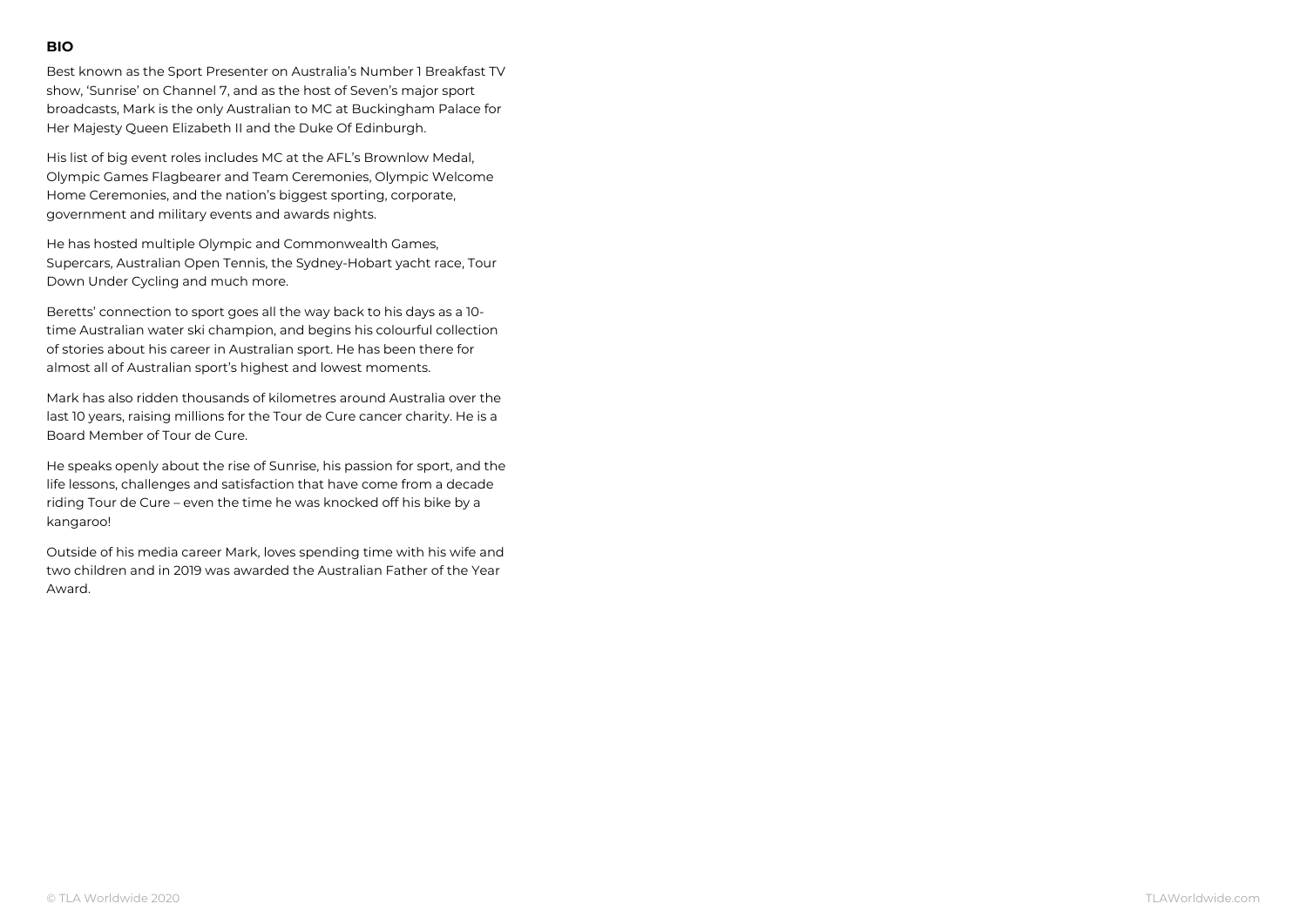**BIO**

Best known as the Sport Presenter on Australia's Number 1 Breakfast TV show, 'Sunrise' on Channel 7, and as the host of Seven's major sport broadcasts, Mark is the only Australian to MC at Buckingham Palace for Her Majesty Queen Elizabeth II and the Duke Of Edinburgh.

His list of big event roles includes MC at the AFL's Brownlow Medal, Olympic Games Flagbearer and Team Ceremonies, Olympic Welcome Home Ceremonies, and the nation's biggest sporting, corporate, government and military events and awards nights.

He has hosted multiple Olympic and Commonwealth Games, Supercars, Australian Open Tennis, the Sydney-Hobart yacht race, Tour Down Under Cycling and much more.

Beretts' connection to sport goes all the way back to his days as a 10-time Australian water ski champion, and begins his colourful collection of stories about his career in Australian sport. He has been there for almost all of Australian sport's highest and lowest moments.

Mark has also ridden thousands of kilometres around Australia over the last 10 years, raising millions for the Tour de Cure cancer charity. He is a Board Member of Tour de Cure.

He speaks openly about the rise of Sunrise, his passion for sport, and the life lessons, challenges and satisfaction that have come from a decade riding Tour de Cure – even the time he was knocked off his bike by a kangaroo!

Outside of his media career Mark, loves spending time with his wife and two children and in 2019 was awarded the Australian Father of the Year Award.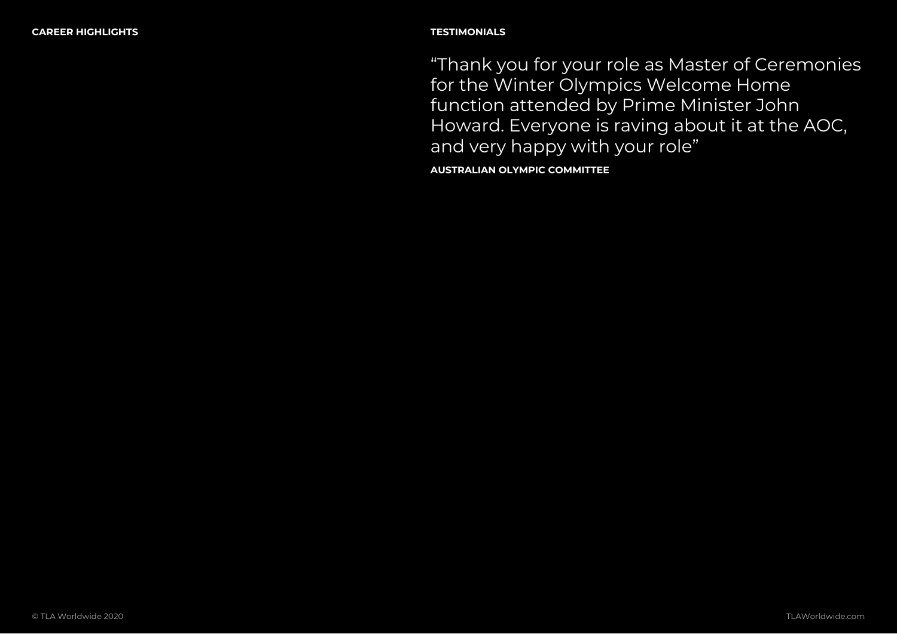## CAREER HIGHLIGHTS

## TESTIMONIALS

"Thank you for your role as Master of Ceremonies for the Winter Olympics Welcome Home function attended by Prime Minister John Howard. Everyone is raving about it at the AOC, and very happy with your role"

**AUSTRALIAN OLYMPIC COMMITTEE**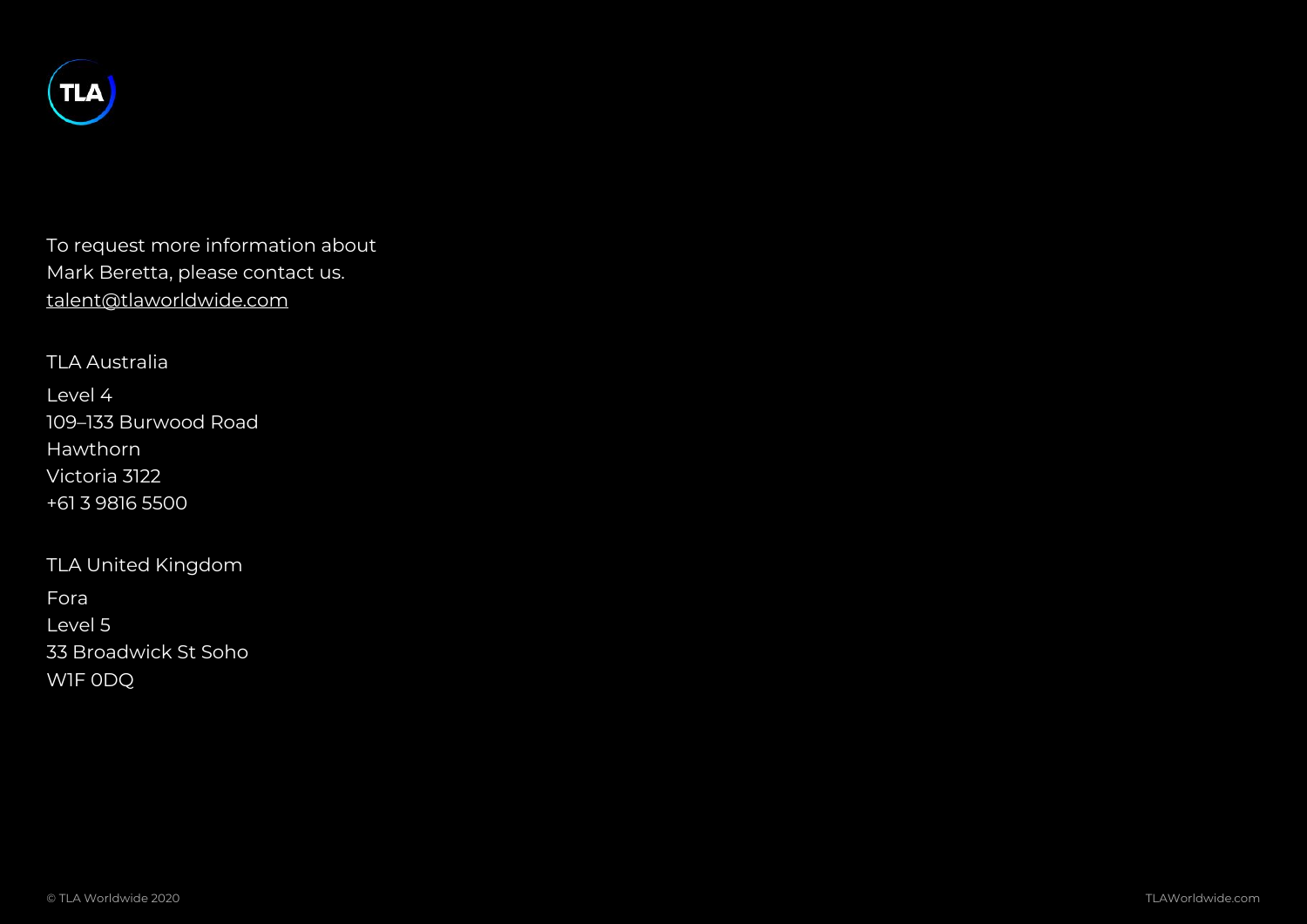To request more information about Mark Beretta, please contact us.
talent@tlaworldwide.com

TLA Australia

Level 4
109–133 Burwood Road
Hawthorn
Victoria 3122
+61 3 9816 5500

TLA United Kingdom

Fora
Level 5
33 Broadwick St Soho
W1F 0DQ

© TLA Worldwide 2020

TLAWorldwide.com